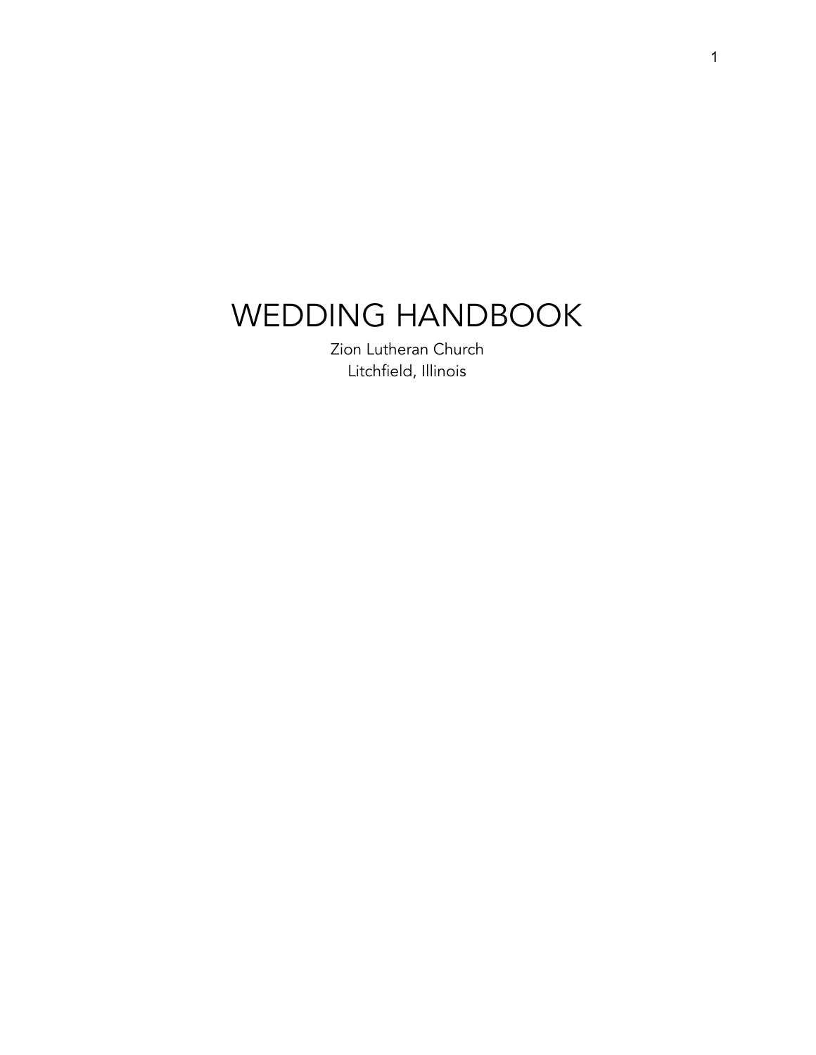# WEDDING HANDBOOK

Zion Lutheran Church
Litchfield, Illinois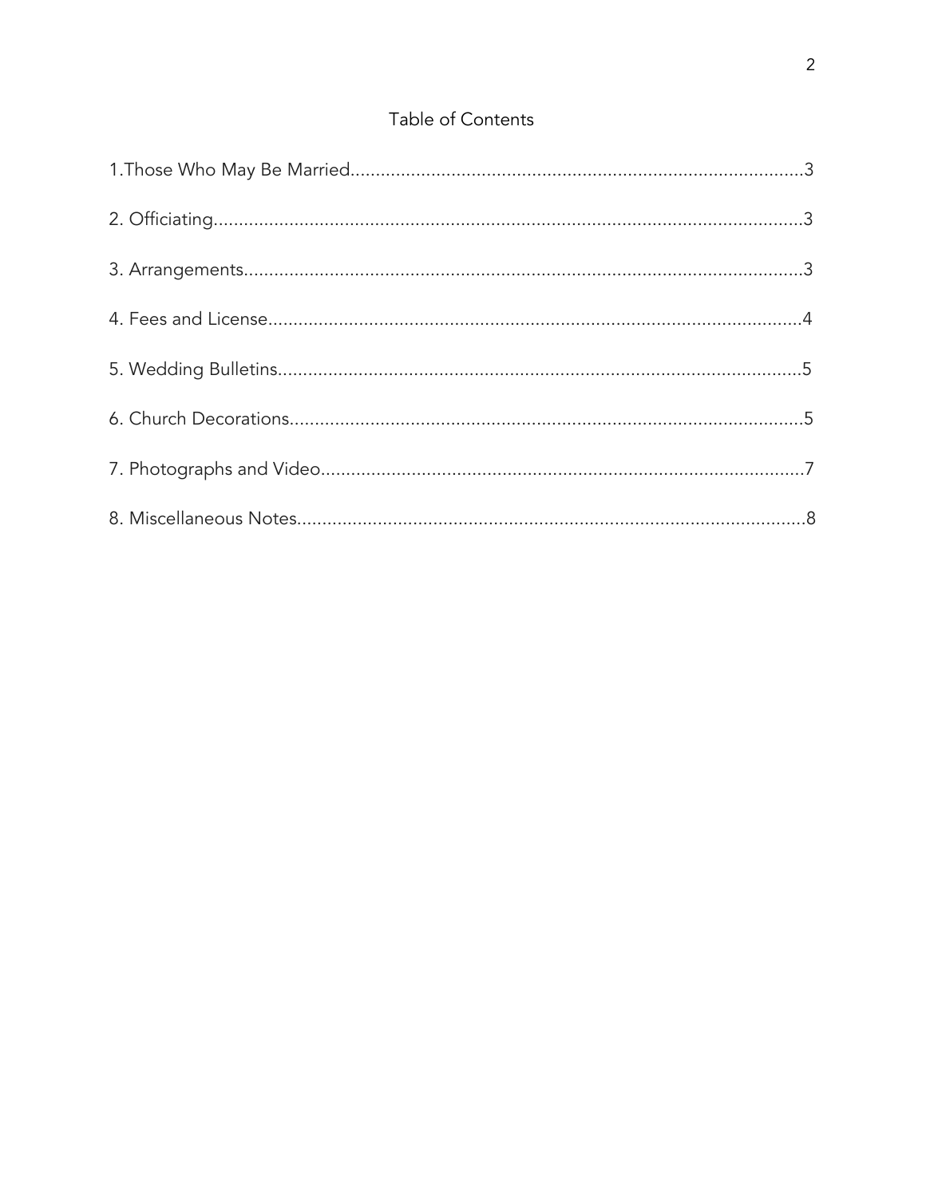## Table of Contents

1.Those Who May Be Married.........................................................................................3

2. Officiating.....................................................................................................................3

3. Arrangements..............................................................................................................3

4. Fees and License.........................................................................................................4

5. Wedding Bulletins.......................................................................................................5

6. Church Decorations.....................................................................................................5

7. Photographs and Video...............................................................................................7

8. Miscellaneous Notes....................................................................................................8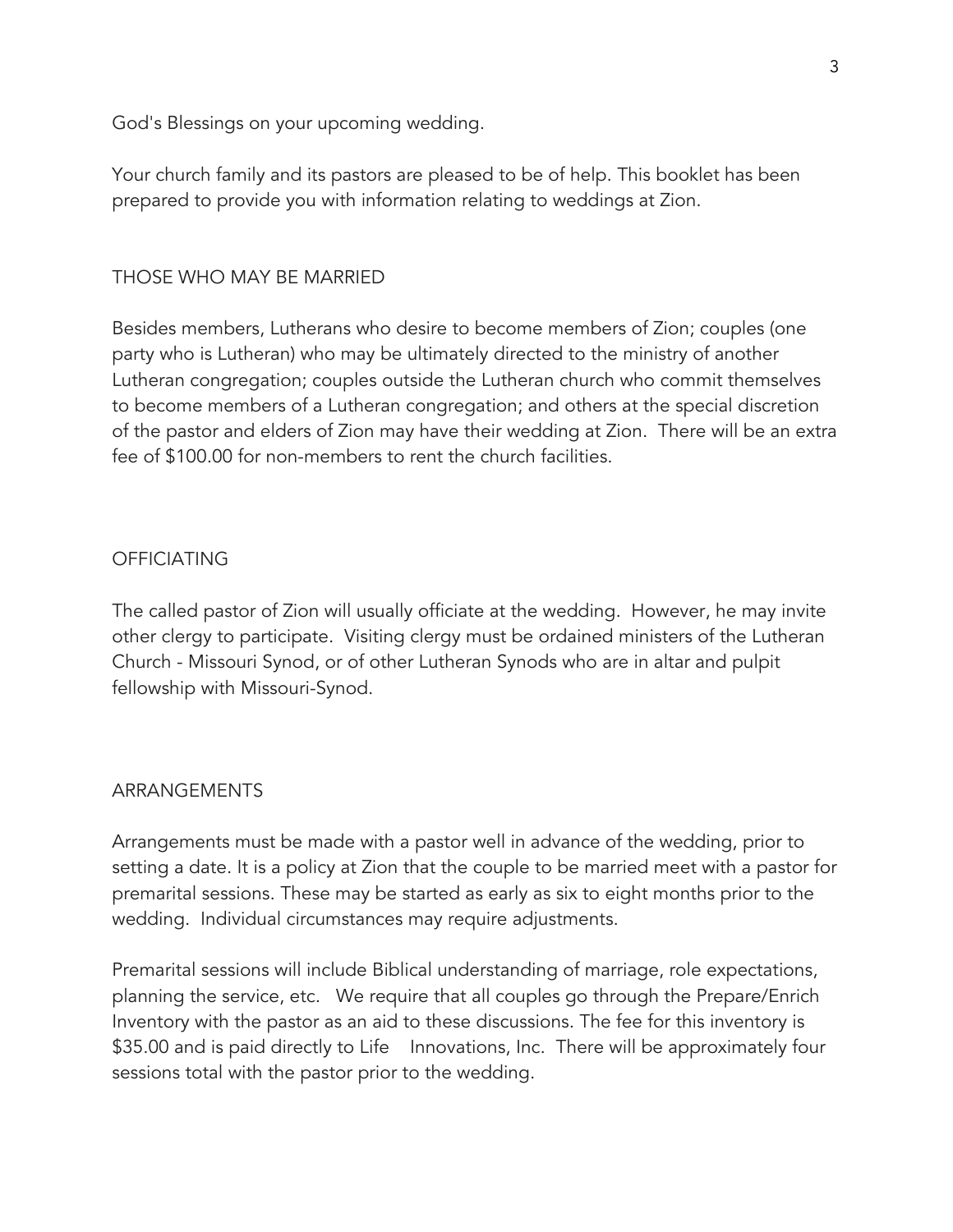God's Blessings on your upcoming wedding.

Your church family and its pastors are pleased to be of help. This booklet has been prepared to provide you with information relating to weddings at Zion.

## THOSE WHO MAY BE MARRIED

Besides members, Lutherans who desire to become members of Zion; couples (one party who is Lutheran) who may be ultimately directed to the ministry of another Lutheran congregation; couples outside the Lutheran church who commit themselves to become members of a Lutheran congregation; and others at the special discretion of the pastor and elders of Zion may have their wedding at Zion. There will be an extra fee of $100.00 for non-members to rent the church facilities.

## OFFICIATING

The called pastor of Zion will usually officiate at the wedding. However, he may invite other clergy to participate. Visiting clergy must be ordained ministers of the Lutheran Church - Missouri Synod, or of other Lutheran Synods who are in altar and pulpit fellowship with Missouri-Synod.

## ARRANGEMENTS

Arrangements must be made with a pastor well in advance of the wedding, prior to setting a date. It is a policy at Zion that the couple to be married meet with a pastor for premarital sessions. These may be started as early as six to eight months prior to the wedding. Individual circumstances may require adjustments.

Premarital sessions will include Biblical understanding of marriage, role expectations, planning the service, etc. We require that all couples go through the Prepare/Enrich Inventory with the pastor as an aid to these discussions. The fee for this inventory is $35.00 and is paid directly to Life Innovations, Inc. There will be approximately four sessions total with the pastor prior to the wedding.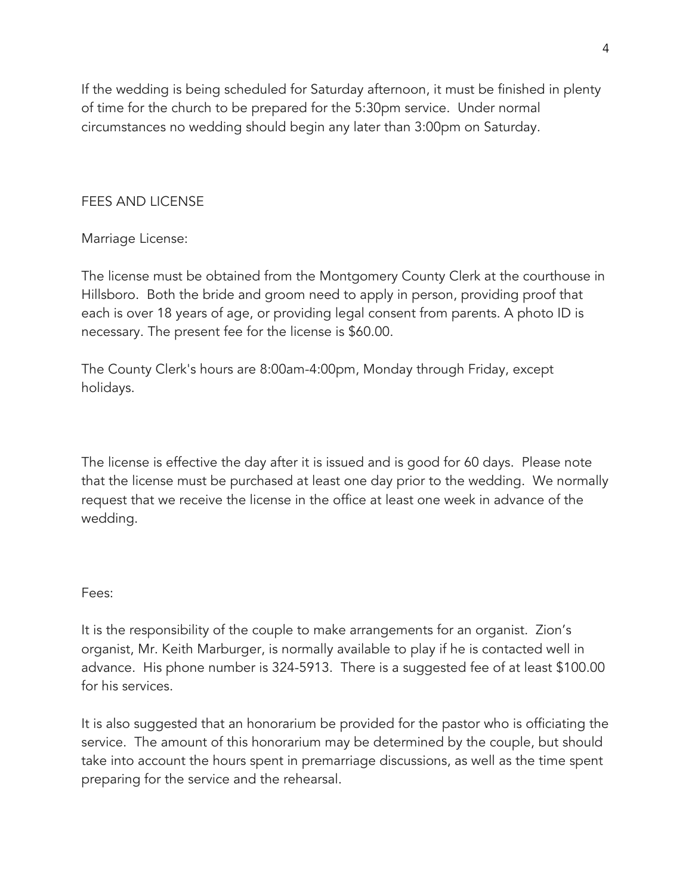If the wedding is being scheduled for Saturday afternoon, it must be finished in plenty of time for the church to be prepared for the 5:30pm service. Under normal circumstances no wedding should begin any later than 3:00pm on Saturday.

## FEES AND LICENSE

### Marriage License:

The license must be obtained from the Montgomery County Clerk at the courthouse in Hillsboro. Both the bride and groom need to apply in person, providing proof that each is over 18 years of age, or providing legal consent from parents. A photo ID is necessary. The present fee for the license is $60.00.

The County Clerk's hours are 8:00am-4:00pm, Monday through Friday, except holidays.

The license is effective the day after it is issued and is good for 60 days. Please note that the license must be purchased at least one day prior to the wedding. We normally request that we receive the license in the office at least one week in advance of the wedding.

### Fees:

It is the responsibility of the couple to make arrangements for an organist. Zion's organist, Mr. Keith Marburger, is normally available to play if he is contacted well in advance. His phone number is 324-5913. There is a suggested fee of at least $100.00 for his services.

It is also suggested that an honorarium be provided for the pastor who is officiating the service. The amount of this honorarium may be determined by the couple, but should take into account the hours spent in premarriage discussions, as well as the time spent preparing for the service and the rehearsal.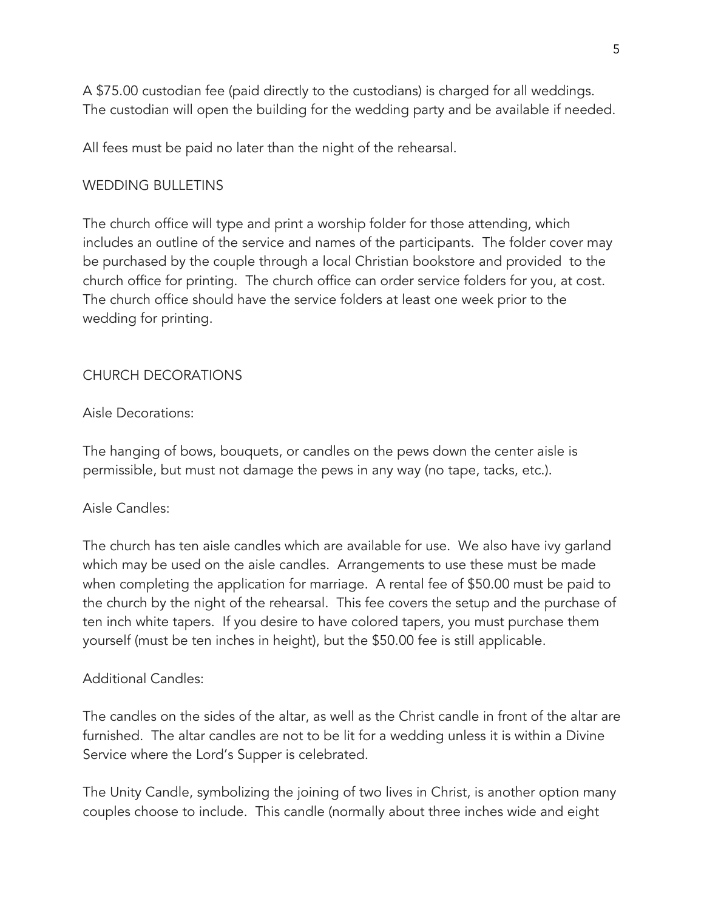A $75.00 custodian fee (paid directly to the custodians) is charged for all weddings. The custodian will open the building for the wedding party and be available if needed.

All fees must be paid no later than the night of the rehearsal.

## WEDDING BULLETINS

The church office will type and print a worship folder for those attending, which includes an outline of the service and names of the participants. The folder cover may be purchased by the couple through a local Christian bookstore and provided to the church office for printing. The church office can order service folders for you, at cost. The church office should have the service folders at least one week prior to the wedding for printing.

## CHURCH DECORATIONS

### Aisle Decorations:

The hanging of bows, bouquets, or candles on the pews down the center aisle is permissible, but must not damage the pews in any way (no tape, tacks, etc.).

### Aisle Candles:

The church has ten aisle candles which are available for use. We also have ivy garland which may be used on the aisle candles. Arrangements to use these must be made when completing the application for marriage. A rental fee of $50.00 must be paid to the church by the night of the rehearsal. This fee covers the setup and the purchase of ten inch white tapers. If you desire to have colored tapers, you must purchase them yourself (must be ten inches in height), but the $50.00 fee is still applicable.

### Additional Candles:

The candles on the sides of the altar, as well as the Christ candle in front of the altar are furnished. The altar candles are not to be lit for a wedding unless it is within a Divine Service where the Lord's Supper is celebrated.

The Unity Candle, symbolizing the joining of two lives in Christ, is another option many couples choose to include. This candle (normally about three inches wide and eight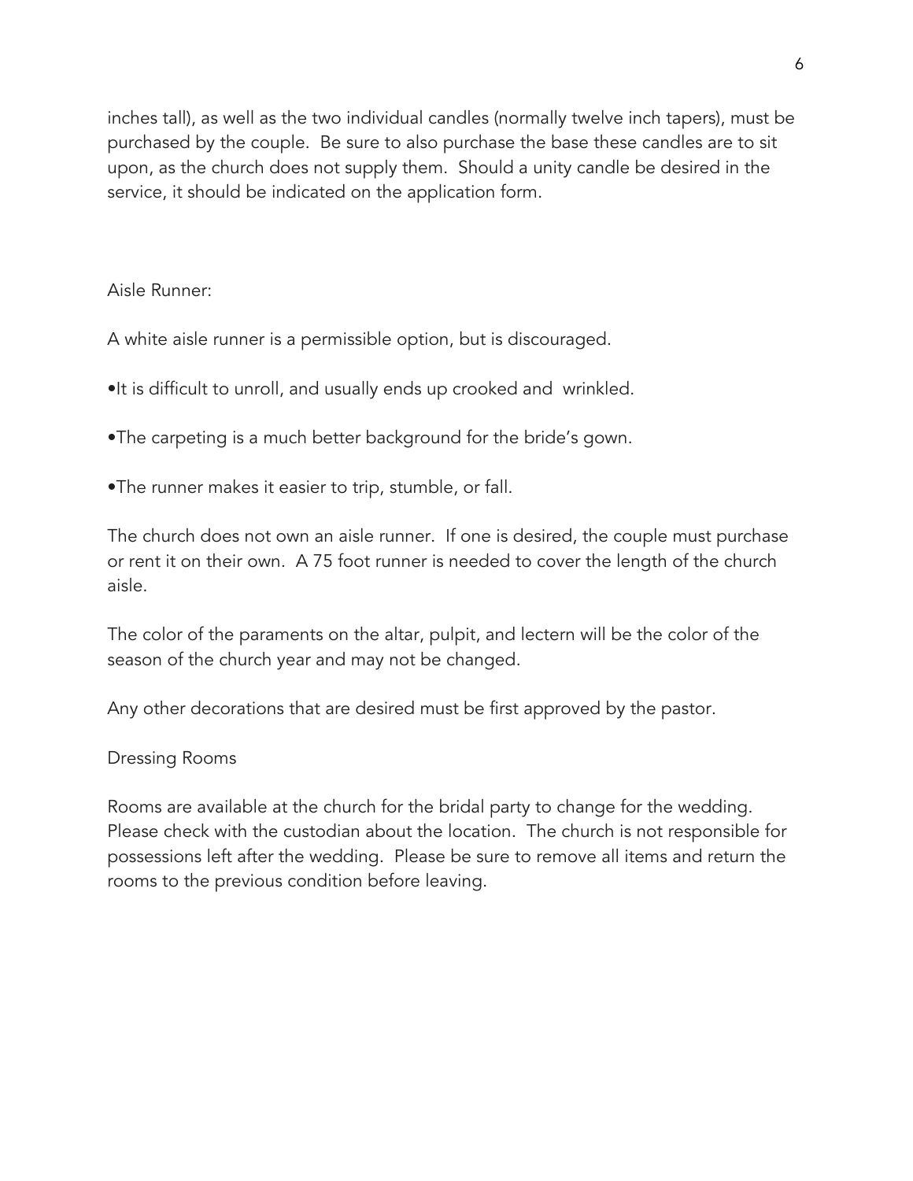inches tall), as well as the two individual candles (normally twelve inch tapers), must be purchased by the couple. Be sure to also purchase the base these candles are to sit upon, as the church does not supply them. Should a unity candle be desired in the service, it should be indicated on the application form.

Aisle Runner:

A white aisle runner is a permissible option, but is discouraged.

•It is difficult to unroll, and usually ends up crooked and wrinkled.

•The carpeting is a much better background for the bride's gown.

•The runner makes it easier to trip, stumble, or fall.

The church does not own an aisle runner. If one is desired, the couple must purchase or rent it on their own. A 75 foot runner is needed to cover the length of the church aisle.

The color of the paraments on the altar, pulpit, and lectern will be the color of the season of the church year and may not be changed.

Any other decorations that are desired must be first approved by the pastor.

Dressing Rooms

Rooms are available at the church for the bridal party to change for the wedding. Please check with the custodian about the location. The church is not responsible for possessions left after the wedding. Please be sure to remove all items and return the rooms to the previous condition before leaving.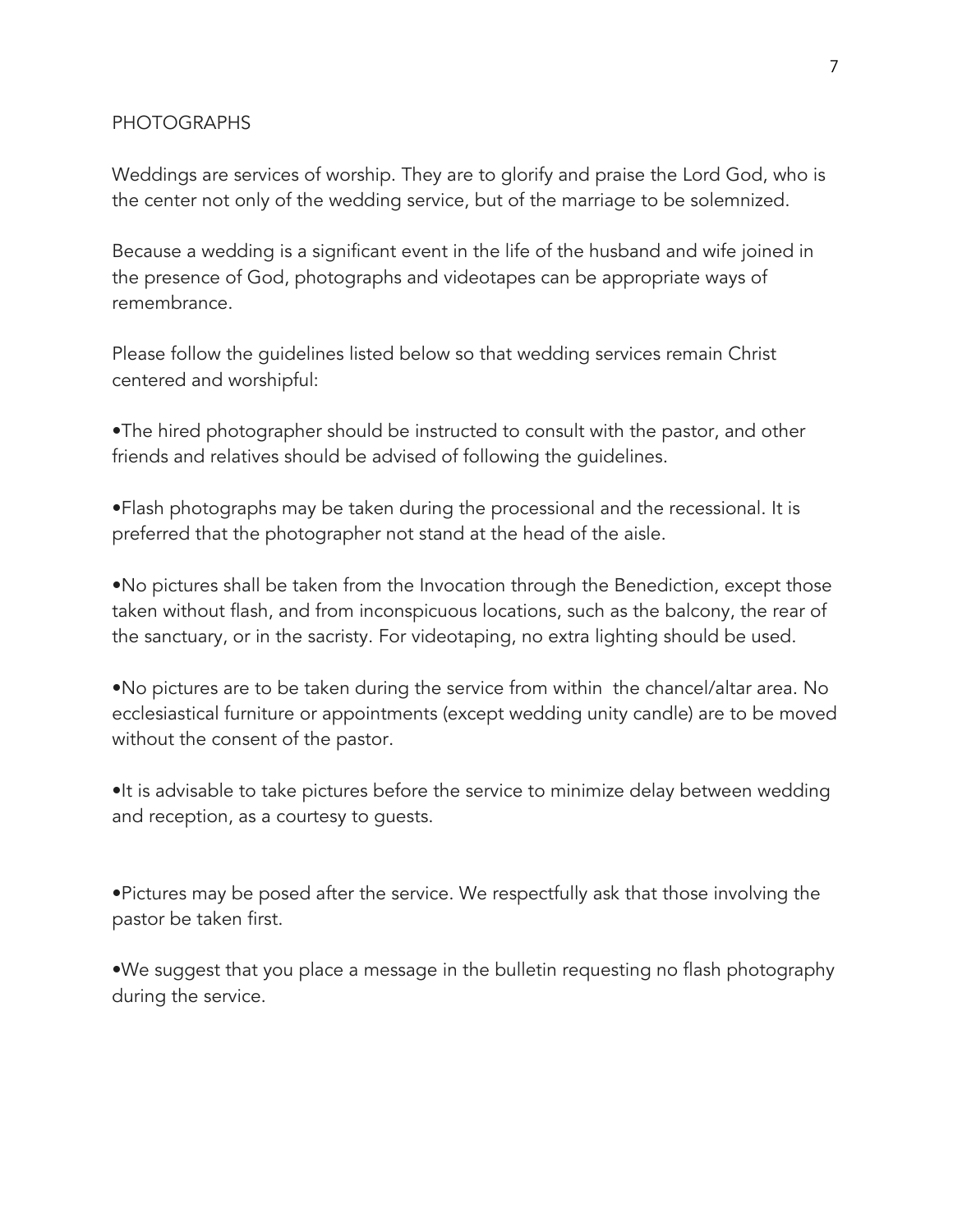## PHOTOGRAPHS

Weddings are services of worship. They are to glorify and praise the Lord God, who is the center not only of the wedding service, but of the marriage to be solemnized.

Because a wedding is a significant event in the life of the husband and wife joined in the presence of God, photographs and videotapes can be appropriate ways of remembrance.

Please follow the guidelines listed below so that wedding services remain Christ centered and worshipful:

- The hired photographer should be instructed to consult with the pastor, and other friends and relatives should be advised of following the guidelines.

- Flash photographs may be taken during the processional and the recessional. It is preferred that the photographer not stand at the head of the aisle.

- No pictures shall be taken from the Invocation through the Benediction, except those taken without flash, and from inconspicuous locations, such as the balcony, the rear of the sanctuary, or in the sacristy. For videotaping, no extra lighting should be used.

- No pictures are to be taken during the service from within the chancel/altar area. No ecclesiastical furniture or appointments (except wedding unity candle) are to be moved without the consent of the pastor.

- It is advisable to take pictures before the service to minimize delay between wedding and reception, as a courtesy to guests.

- Pictures may be posed after the service. We respectfully ask that those involving the pastor be taken first.

- We suggest that you place a message in the bulletin requesting no flash photography during the service.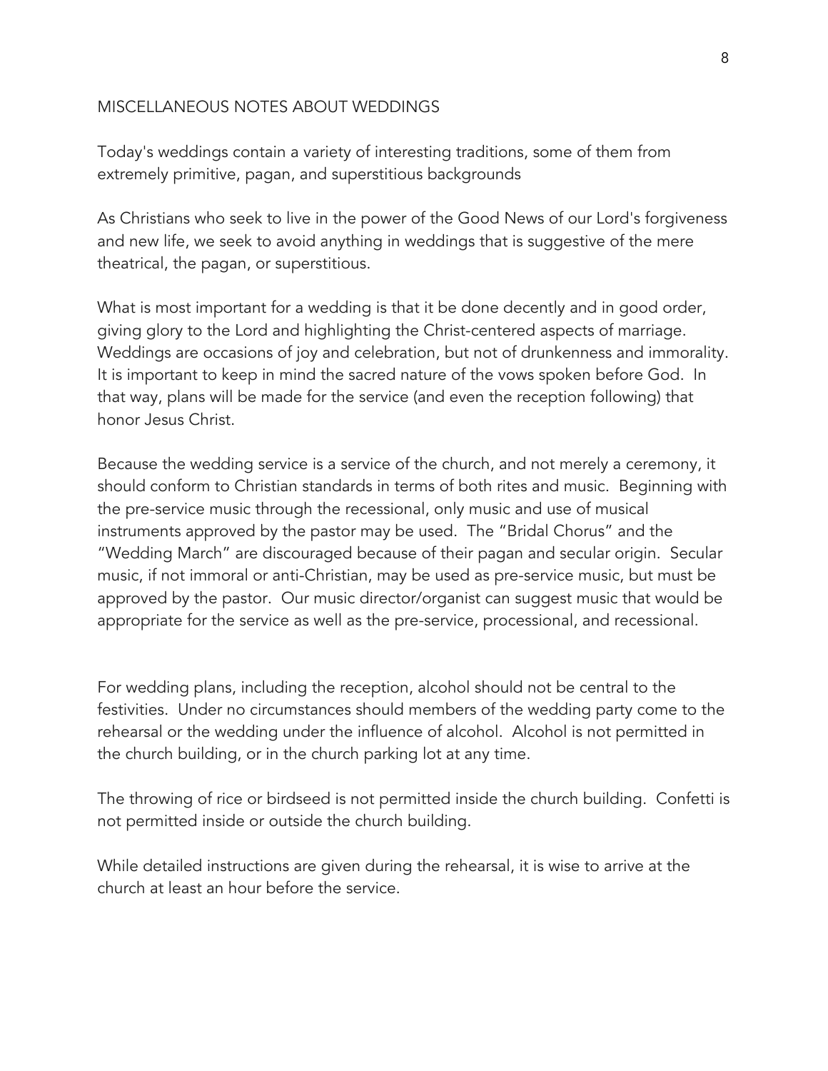## MISCELLANEOUS NOTES ABOUT WEDDINGS

Today's weddings contain a variety of interesting traditions, some of them from extremely primitive, pagan, and superstitious backgrounds

As Christians who seek to live in the power of the Good News of our Lord's forgiveness and new life, we seek to avoid anything in weddings that is suggestive of the mere theatrical, the pagan, or superstitious.

What is most important for a wedding is that it be done decently and in good order, giving glory to the Lord and highlighting the Christ-centered aspects of marriage. Weddings are occasions of joy and celebration, but not of drunkenness and immorality. It is important to keep in mind the sacred nature of the vows spoken before God. In that way, plans will be made for the service (and even the reception following) that honor Jesus Christ.

Because the wedding service is a service of the church, and not merely a ceremony, it should conform to Christian standards in terms of both rites and music. Beginning with the pre-service music through the recessional, only music and use of musical instruments approved by the pastor may be used. The "Bridal Chorus" and the "Wedding March" are discouraged because of their pagan and secular origin. Secular music, if not immoral or anti-Christian, may be used as pre-service music, but must be approved by the pastor. Our music director/organist can suggest music that would be appropriate for the service as well as the pre-service, processional, and recessional.

For wedding plans, including the reception, alcohol should not be central to the festivities. Under no circumstances should members of the wedding party come to the rehearsal or the wedding under the influence of alcohol. Alcohol is not permitted in the church building, or in the church parking lot at any time.

The throwing of rice or birdseed is not permitted inside the church building. Confetti is not permitted inside or outside the church building.

While detailed instructions are given during the rehearsal, it is wise to arrive at the church at least an hour before the service.